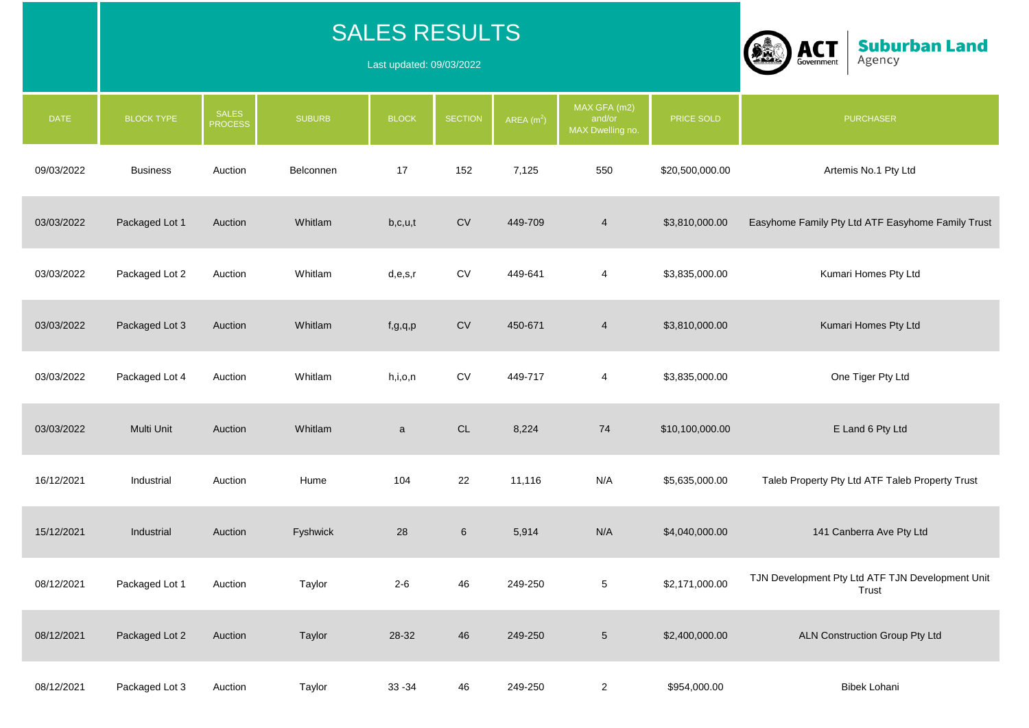# SALES RESULTS

Last updated: 09/03/2022

ACT Government | Suburban Land Agency

| DATE | BLOCK TYPE | SALES PROCESS | SUBURB | BLOCK | SECTION | AREA ($m^2$) | MAX GFA (m2) and/or MAX Dwelling no. | PRICE SOLD | PURCHASER |
|---|---|---|---|---|---|---|---|---|---|
| 09/03/2022 | Business | Auction | Belconnen | 17 | 152 | 7,125 | 550 | $20,500,000.00 | Artemis No.1 Pty Ltd |
| 03/03/2022 | Packaged Lot 1 | Auction | Whitlam | b,c,u,t | CV | 449-709 | 4 | $3,810,000.00 | Easyhome Family Pty Ltd ATF Easyhome Family Trust |
| 03/03/2022 | Packaged Lot 2 | Auction | Whitlam | d,e,s,r | CV | 449-641 | 4 | $3,835,000.00 | Kumari Homes Pty Ltd |
| 03/03/2022 | Packaged Lot 3 | Auction | Whitlam | f,g,q,p | CV | 450-671 | 4 | $3,810,000.00 | Kumari Homes Pty Ltd |
| 03/03/2022 | Packaged Lot 4 | Auction | Whitlam | h,i,o,n | CV | 449-717 | 4 | $3,835,000.00 | One Tiger Pty Ltd |
| 03/03/2022 | Multi Unit | Auction | Whitlam | a | CL | 8,224 | 74 | $10,100,000.00 | E Land 6 Pty Ltd |
| 16/12/2021 | Industrial | Auction | Hume | 104 | 22 | 11,116 | N/A | $5,635,000.00 | Taleb Property Pty Ltd ATF Taleb Property Trust |
| 15/12/2021 | Industrial | Auction | Fyshwick | 28 | 6 | 5,914 | N/A | $4,040,000.00 | 141 Canberra Ave Pty Ltd |
| 08/12/2021 | Packaged Lot 1 | Auction | Taylor | 2-6 | 46 | 249-250 | 5 | $2,171,000.00 | TJN Development Pty Ltd ATF TJN Development Unit Trust |
| 08/12/2021 | Packaged Lot 2 | Auction | Taylor | 28-32 | 46 | 249-250 | 5 | $2,400,000.00 | ALN Construction Group Pty Ltd |
| 08/12/2021 | Packaged Lot 3 | Auction | Taylor | 33 -34 | 46 | 249-250 | 2 | $954,000.00 | Bibek Lohani |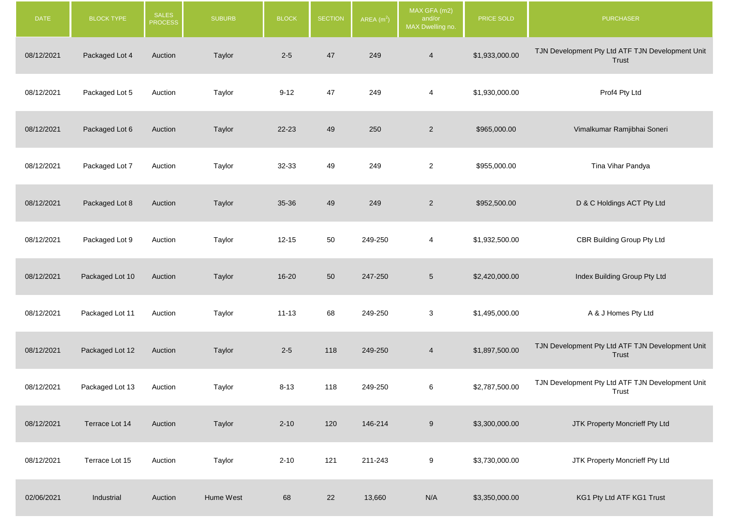| DATE | BLOCK TYPE | SALES PROCESS | SUBURB | BLOCK | SECTION | AREA ($m^2$) | MAX GFA (m2) and/or MAX Dwelling no. | PRICE SOLD | PURCHASER |
|---|---|---|---|---|---|---|---|---|---|
| 08/12/2021 | Packaged Lot 4 | Auction | Taylor | 2-5 | 47 | 249 | 4 | $1,933,000.00 | TJN Development Pty Ltd ATF TJN Development Unit Trust |
| 08/12/2021 | Packaged Lot 5 | Auction | Taylor | 9-12 | 47 | 249 | 4 | $1,930,000.00 | Prof4 Pty Ltd |
| 08/12/2021 | Packaged Lot 6 | Auction | Taylor | 22-23 | 49 | 250 | 2 | $965,000.00 | Vimalkumar Ramjibhai Soneri |
| 08/12/2021 | Packaged Lot 7 | Auction | Taylor | 32-33 | 49 | 249 | 2 | $955,000.00 | Tina Vihar Pandya |
| 08/12/2021 | Packaged Lot 8 | Auction | Taylor | 35-36 | 49 | 249 | 2 | $952,500.00 | D & C Holdings ACT Pty Ltd |
| 08/12/2021 | Packaged Lot 9 | Auction | Taylor | 12-15 | 50 | 249-250 | 4 | $1,932,500.00 | CBR Building Group Pty Ltd |
| 08/12/2021 | Packaged Lot 10 | Auction | Taylor | 16-20 | 50 | 247-250 | 5 | $2,420,000.00 | Index Building Group Pty Ltd |
| 08/12/2021 | Packaged Lot 11 | Auction | Taylor | 11-13 | 68 | 249-250 | 3 | $1,495,000.00 | A & J Homes Pty Ltd |
| 08/12/2021 | Packaged Lot 12 | Auction | Taylor | 2-5 | 118 | 249-250 | 4 | $1,897,500.00 | TJN Development Pty Ltd ATF TJN Development Unit Trust |
| 08/12/2021 | Packaged Lot 13 | Auction | Taylor | 8-13 | 118 | 249-250 | 6 | $2,787,500.00 | TJN Development Pty Ltd ATF TJN Development Unit Trust |
| 08/12/2021 | Terrace Lot 14 | Auction | Taylor | 2-10 | 120 | 146-214 | 9 | $3,300,000.00 | JTK Property Moncrieff Pty Ltd |
| 08/12/2021 | Terrace Lot 15 | Auction | Taylor | 2-10 | 121 | 211-243 | 9 | $3,730,000.00 | JTK Property Moncrieff Pty Ltd |
| 02/06/2021 | Industrial | Auction | Hume West | 68 | 22 | 13,660 | N/A | $3,350,000.00 | KG1 Pty Ltd ATF KG1 Trust |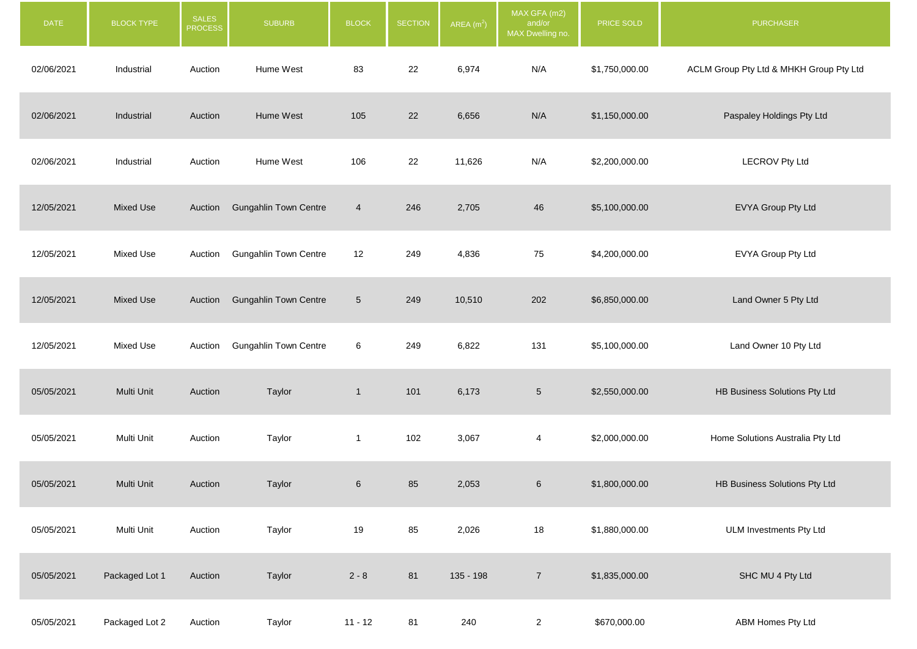| DATE | BLOCK TYPE | SALES PROCESS | SUBURB | BLOCK | SECTION | AREA ($m^2$) | MAX GFA (m2) and/or MAX Dwelling no. | PRICE SOLD | PURCHASER |
|---|---|---|---|---|---|---|---|---|---|
| 02/06/2021 | Industrial | Auction | Hume West | 83 | 22 | 6,974 | N/A | $1,750,000.00 | ACLM Group Pty Ltd & MHKH Group Pty Ltd |
| 02/06/2021 | Industrial | Auction | Hume West | 105 | 22 | 6,656 | N/A | $1,150,000.00 | Paspaley Holdings Pty Ltd |
| 02/06/2021 | Industrial | Auction | Hume West | 106 | 22 | 11,626 | N/A | $2,200,000.00 | LECROV Pty Ltd |
| 12/05/2021 | Mixed Use | Auction | Gungahlin Town Centre | 4 | 246 | 2,705 | 46 | $5,100,000.00 | EVYA Group Pty Ltd |
| 12/05/2021 | Mixed Use | Auction | Gungahlin Town Centre | 12 | 249 | 4,836 | 75 | $4,200,000.00 | EVYA Group Pty Ltd |
| 12/05/2021 | Mixed Use | Auction | Gungahlin Town Centre | 5 | 249 | 10,510 | 202 | $6,850,000.00 | Land Owner 5 Pty Ltd |
| 12/05/2021 | Mixed Use | Auction | Gungahlin Town Centre | 6 | 249 | 6,822 | 131 | $5,100,000.00 | Land Owner 10 Pty Ltd |
| 05/05/2021 | Multi Unit | Auction | Taylor | 1 | 101 | 6,173 | 5 | $2,550,000.00 | HB Business Solutions Pty Ltd |
| 05/05/2021 | Multi Unit | Auction | Taylor | 1 | 102 | 3,067 | 4 | $2,000,000.00 | Home Solutions Australia Pty Ltd |
| 05/05/2021 | Multi Unit | Auction | Taylor | 6 | 85 | 2,053 | 6 | $1,800,000.00 | HB Business Solutions Pty Ltd |
| 05/05/2021 | Multi Unit | Auction | Taylor | 19 | 85 | 2,026 | 18 | $1,880,000.00 | ULM Investments Pty Ltd |
| 05/05/2021 | Packaged Lot 1 | Auction | Taylor | 2 - 8 | 81 | 135 - 198 | 7 | $1,835,000.00 | SHC MU 4 Pty Ltd |
| 05/05/2021 | Packaged Lot 2 | Auction | Taylor | 11 - 12 | 81 | 240 | 2 | $670,000.00 | ABM Homes Pty Ltd |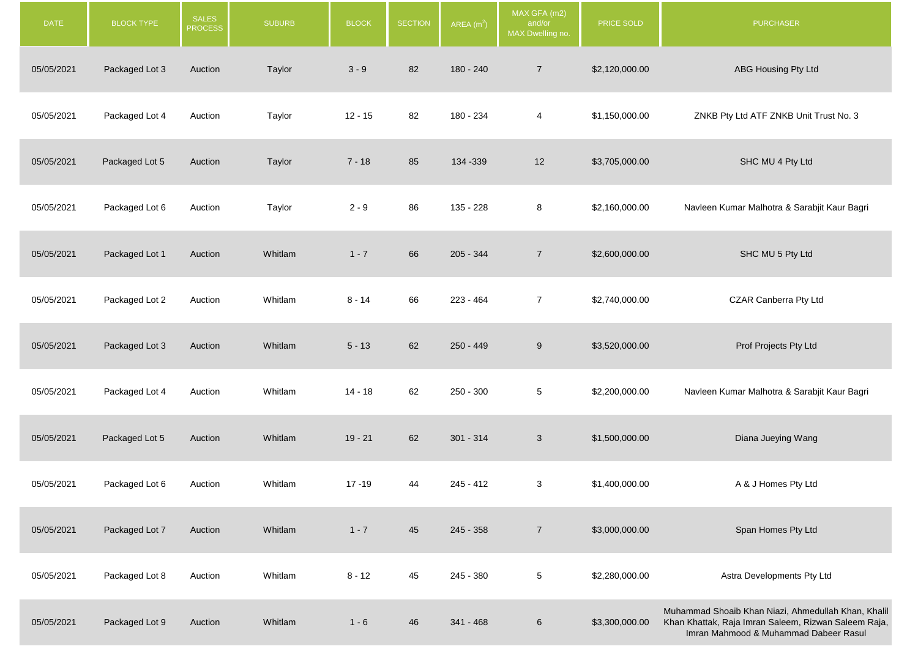| DATE | BLOCK TYPE | SALES PROCESS | SUBURB | BLOCK | SECTION | AREA ($m^2$) | MAX GFA (m2) and/or MAX Dwelling no. | PRICE SOLD | PURCHASER |
|---|---|---|---|---|---|---|---|---|---|
| 05/05/2021 | Packaged Lot 3 | Auction | Taylor | 3 - 9 | 82 | 180 - 240 | 7 | $2,120,000.00 | ABG Housing Pty Ltd |
| 05/05/2021 | Packaged Lot 4 | Auction | Taylor | 12 - 15 | 82 | 180 - 234 | 4 | $1,150,000.00 | ZNKB Pty Ltd ATF ZNKB Unit Trust No. 3 |
| 05/05/2021 | Packaged Lot 5 | Auction | Taylor | 7 - 18 | 85 | 134 -339 | 12 | $3,705,000.00 | SHC MU 4 Pty Ltd |
| 05/05/2021 | Packaged Lot 6 | Auction | Taylor | 2 - 9 | 86 | 135 - 228 | 8 | $2,160,000.00 | Navleen Kumar Malhotra & Sarabjit Kaur Bagri |
| 05/05/2021 | Packaged Lot 1 | Auction | Whitlam | 1 - 7 | 66 | 205 - 344 | 7 | $2,600,000.00 | SHC MU 5 Pty Ltd |
| 05/05/2021 | Packaged Lot 2 | Auction | Whitlam | 8 - 14 | 66 | 223 - 464 | 7 | $2,740,000.00 | CZAR Canberra Pty Ltd |
| 05/05/2021 | Packaged Lot 3 | Auction | Whitlam | 5 - 13 | 62 | 250 - 449 | 9 | $3,520,000.00 | Prof Projects Pty Ltd |
| 05/05/2021 | Packaged Lot 4 | Auction | Whitlam | 14 - 18 | 62 | 250 - 300 | 5 | $2,200,000.00 | Navleen Kumar Malhotra & Sarabjit Kaur Bagri |
| 05/05/2021 | Packaged Lot 5 | Auction | Whitlam | 19 - 21 | 62 | 301 - 314 | 3 | $1,500,000.00 | Diana Jueying Wang |
| 05/05/2021 | Packaged Lot 6 | Auction | Whitlam | 17 -19 | 44 | 245 - 412 | 3 | $1,400,000.00 | A & J Homes Pty Ltd |
| 05/05/2021 | Packaged Lot 7 | Auction | Whitlam | 1 - 7 | 45 | 245 - 358 | 7 | $3,000,000.00 | Span Homes Pty Ltd |
| 05/05/2021 | Packaged Lot 8 | Auction | Whitlam | 8 - 12 | 45 | 245 - 380 | 5 | $2,280,000.00 | Astra Developments Pty Ltd |
| 05/05/2021 | Packaged Lot 9 | Auction | Whitlam | 1 - 6 | 46 | 341 - 468 | 6 | $3,300,000.00 | Muhammad Shoaib Khan Niazi, Ahmedullah Khan, Khalil Khan Khattak, Raja Imran Saleem, Rizwan Saleem Raja, Imran Mahmood & Muhammad Dabeer Rasul |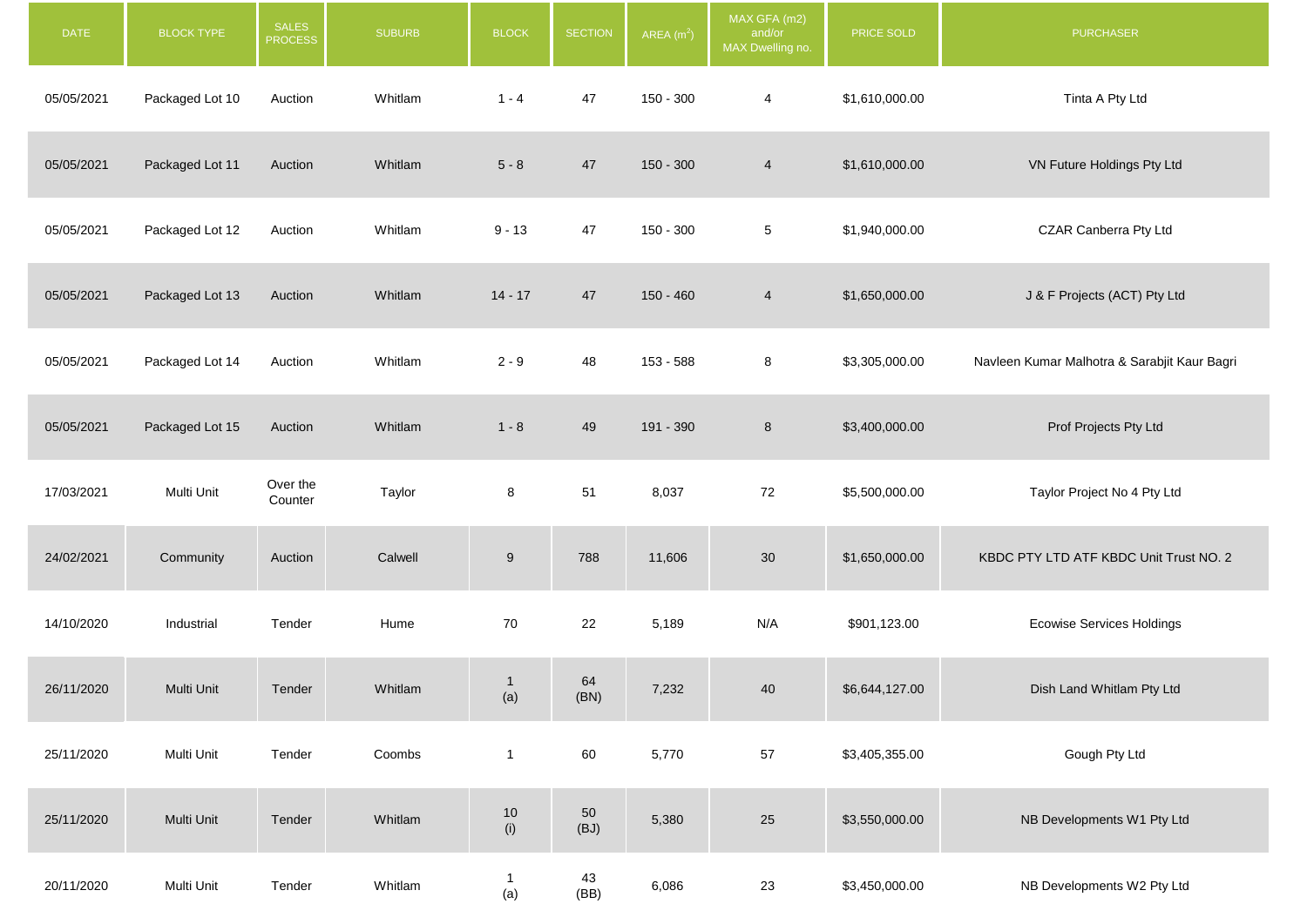| DATE | BLOCK TYPE | SALES PROCESS | SUBURB | BLOCK | SECTION | AREA ($m^2$) | MAX GFA (m2) and/or MAX Dwelling no. | PRICE SOLD | PURCHASER |
|---|---|---|---|---|---|---|---|---|---|
| 05/05/2021 | Packaged Lot 10 | Auction | Whitlam | 1 - 4 | 47 | 150 - 300 | 4 | $1,610,000.00 | Tinta A Pty Ltd |
| 05/05/2021 | Packaged Lot 11 | Auction | Whitlam | 5 - 8 | 47 | 150 - 300 | 4 | $1,610,000.00 | VN Future Holdings Pty Ltd |
| 05/05/2021 | Packaged Lot 12 | Auction | Whitlam | 9 - 13 | 47 | 150 - 300 | 5 | $1,940,000.00 | CZAR Canberra Pty Ltd |
| 05/05/2021 | Packaged Lot 13 | Auction | Whitlam | 14 - 17 | 47 | 150 - 460 | 4 | $1,650,000.00 | J & F Projects (ACT) Pty Ltd |
| 05/05/2021 | Packaged Lot 14 | Auction | Whitlam | 2 - 9 | 48 | 153 - 588 | 8 | $3,305,000.00 | Navleen Kumar Malhotra & Sarabjit Kaur Bagri |
| 05/05/2021 | Packaged Lot 15 | Auction | Whitlam | 1 - 8 | 49 | 191 - 390 | 8 | $3,400,000.00 | Prof Projects Pty Ltd |
| 17/03/2021 | Multi Unit | Over the Counter | Taylor | 8 | 51 | 8,037 | 72 | $5,500,000.00 | Taylor Project No 4 Pty Ltd |
| 24/02/2021 | Community | Auction | Calwell | 9 | 788 | 11,606 | 30 | $1,650,000.00 | KBDC PTY LTD ATF KBDC Unit Trust NO. 2 |
| 14/10/2020 | Industrial | Tender | Hume | 70 | 22 | 5,189 | N/A | $901,123.00 | Ecowise Services Holdings |
| 26/11/2020 | Multi Unit | Tender | Whitlam | 1 (a) | 64 (BN) | 7,232 | 40 | $6,644,127.00 | Dish Land Whitlam Pty Ltd |
| 25/11/2020 | Multi Unit | Tender | Coombs | 1 | 60 | 5,770 | 57 | $3,405,355.00 | Gough Pty Ltd |
| 25/11/2020 | Multi Unit | Tender | Whitlam | 10 (i) | 50 (BJ) | 5,380 | 25 | $3,550,000.00 | NB Developments W1 Pty Ltd |
| 20/11/2020 | Multi Unit | Tender | Whitlam | 1 (a) | 43 (BB) | 6,086 | 23 | $3,450,000.00 | NB Developments W2 Pty Ltd |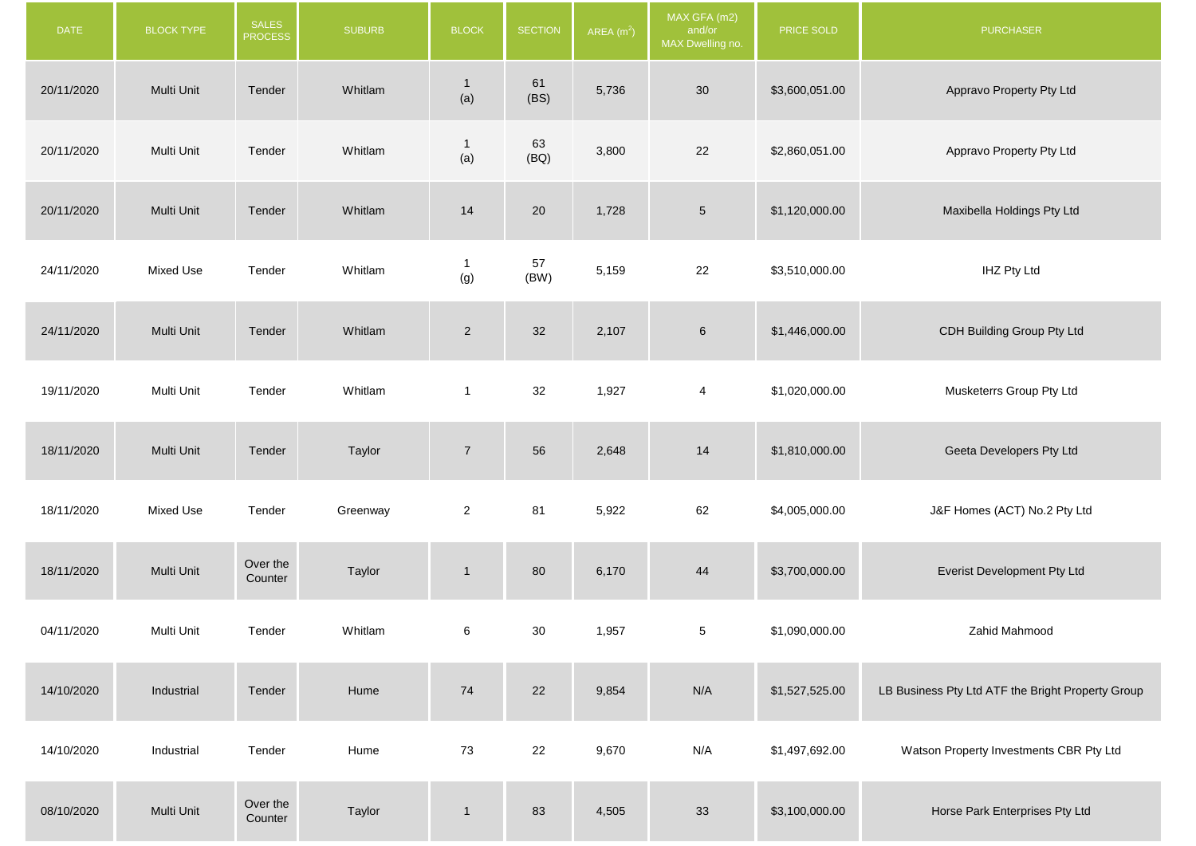| DATE | BLOCK TYPE | SALES PROCESS | SUBURB | BLOCK | SECTION | AREA ($m^2$) | MAX GFA (m2) and/or MAX Dwelling no. | PRICE SOLD | PURCHASER |
|---|---|---|---|---|---|---|---|---|---|
| 20/11/2020 | Multi Unit | Tender | Whitlam | 1 (a) | 61 (BS) | 5,736 | 30 | $3,600,051.00 | Appravo Property Pty Ltd |
| 20/11/2020 | Multi Unit | Tender | Whitlam | 1 (a) | 63 (BQ) | 3,800 | 22 | $2,860,051.00 | Appravo Property Pty Ltd |
| 20/11/2020 | Multi Unit | Tender | Whitlam | 14 | 20 | 1,728 | 5 | $1,120,000.00 | Maxibella Holdings Pty Ltd |
| 24/11/2020 | Mixed Use | Tender | Whitlam | 1 (g) | 57 (BW) | 5,159 | 22 | $3,510,000.00 | IHZ Pty Ltd |
| 24/11/2020 | Multi Unit | Tender | Whitlam | 2 | 32 | 2,107 | 6 | $1,446,000.00 | CDH Building Group Pty Ltd |
| 19/11/2020 | Multi Unit | Tender | Whitlam | 1 | 32 | 1,927 | 4 | $1,020,000.00 | Musketerrs Group Pty Ltd |
| 18/11/2020 | Multi Unit | Tender | Taylor | 7 | 56 | 2,648 | 14 | $1,810,000.00 | Geeta Developers Pty Ltd |
| 18/11/2020 | Mixed Use | Tender | Greenway | 2 | 81 | 5,922 | 62 | $4,005,000.00 | J&F Homes (ACT) No.2 Pty Ltd |
| 18/11/2020 | Multi Unit | Over the Counter | Taylor | 1 | 80 | 6,170 | 44 | $3,700,000.00 | Everist Development Pty Ltd |
| 04/11/2020 | Multi Unit | Tender | Whitlam | 6 | 30 | 1,957 | 5 | $1,090,000.00 | Zahid Mahmood |
| 14/10/2020 | Industrial | Tender | Hume | 74 | 22 | 9,854 | N/A | $1,527,525.00 | LB Business Pty Ltd ATF the Bright Property Group |
| 14/10/2020 | Industrial | Tender | Hume | 73 | 22 | 9,670 | N/A | $1,497,692.00 | Watson Property Investments CBR Pty Ltd |
| 08/10/2020 | Multi Unit | Over the Counter | Taylor | 1 | 83 | 4,505 | 33 | $3,100,000.00 | Horse Park Enterprises Pty Ltd |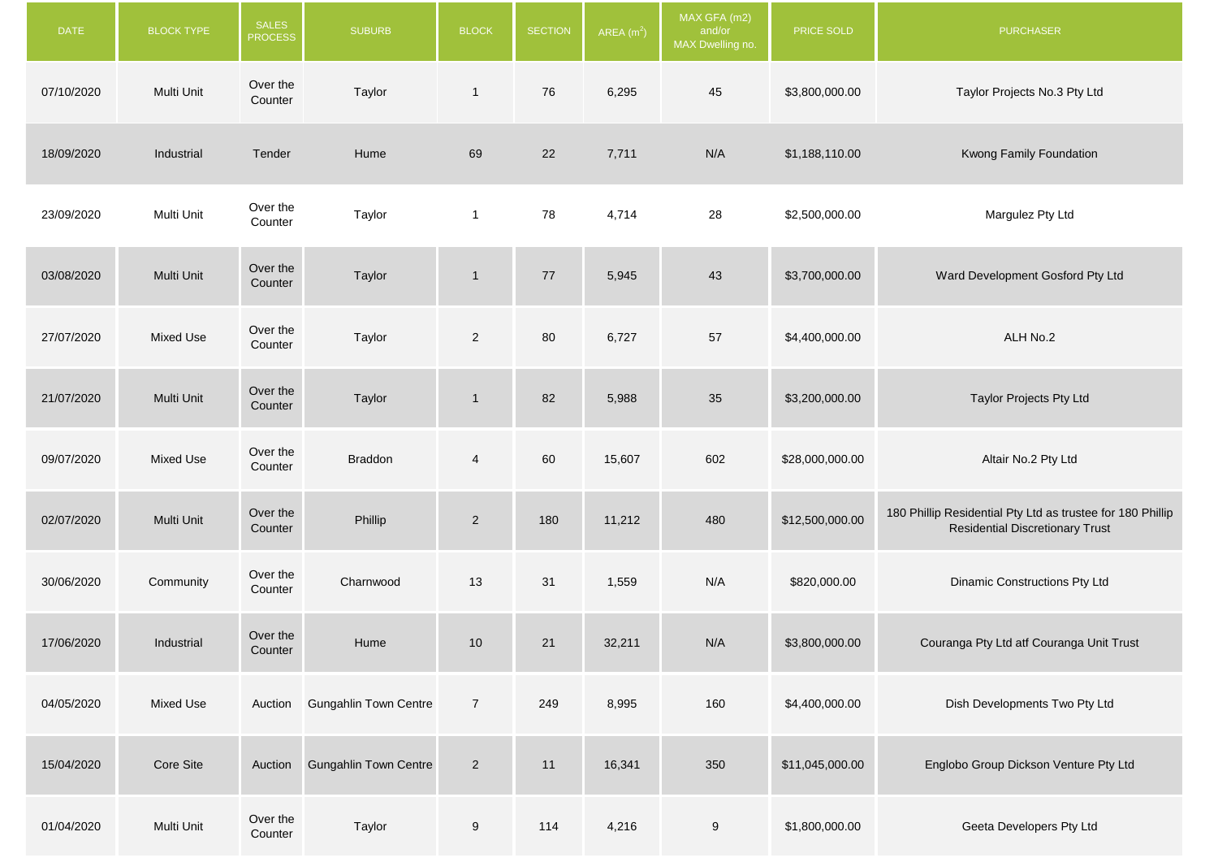| DATE | BLOCK TYPE | SALES PROCESS | SUBURB | BLOCK | SECTION | AREA ($m^2$) | MAX GFA (m2) and/or MAX Dwelling no. | PRICE SOLD | PURCHASER |
|---|---|---|---|---|---|---|---|---|---|
| 07/10/2020 | Multi Unit | Over the Counter | Taylor | 1 | 76 | 6,295 | 45 | $3,800,000.00 | Taylor Projects No.3 Pty Ltd |
| 18/09/2020 | Industrial | Tender | Hume | 69 | 22 | 7,711 | N/A | $1,188,110.00 | Kwong Family Foundation |
| 23/09/2020 | Multi Unit | Over the Counter | Taylor | 1 | 78 | 4,714 | 28 | $2,500,000.00 | Margulez Pty Ltd |
| 03/08/2020 | Multi Unit | Over the Counter | Taylor | 1 | 77 | 5,945 | 43 | $3,700,000.00 | Ward Development Gosford Pty Ltd |
| 27/07/2020 | Mixed Use | Over the Counter | Taylor | 2 | 80 | 6,727 | 57 | $4,400,000.00 | ALH No.2 |
| 21/07/2020 | Multi Unit | Over the Counter | Taylor | 1 | 82 | 5,988 | 35 | $3,200,000.00 | Taylor Projects Pty Ltd |
| 09/07/2020 | Mixed Use | Over the Counter | Braddon | 4 | 60 | 15,607 | 602 | $28,000,000.00 | Altair No.2 Pty Ltd |
| 02/07/2020 | Multi Unit | Over the Counter | Phillip | 2 | 180 | 11,212 | 480 | $12,500,000.00 | 180 Phillip Residential Pty Ltd as trustee for 180 Phillip Residential Discretionary Trust |
| 30/06/2020 | Community | Over the Counter | Charnwood | 13 | 31 | 1,559 | N/A | $820,000.00 | Dinamic Constructions Pty Ltd |
| 17/06/2020 | Industrial | Over the Counter | Hume | 10 | 21 | 32,211 | N/A | $3,800,000.00 | Couranga Pty Ltd atf Couranga Unit Trust |
| 04/05/2020 | Mixed Use | Auction | Gungahlin Town Centre | 7 | 249 | 8,995 | 160 | $4,400,000.00 | Dish Developments Two Pty Ltd |
| 15/04/2020 | Core Site | Auction | Gungahlin Town Centre | 2 | 11 | 16,341 | 350 | $11,045,000.00 | Englobo Group Dickson Venture Pty Ltd |
| 01/04/2020 | Multi Unit | Over the Counter | Taylor | 9 | 114 | 4,216 | 9 | $1,800,000.00 | Geeta Developers Pty Ltd |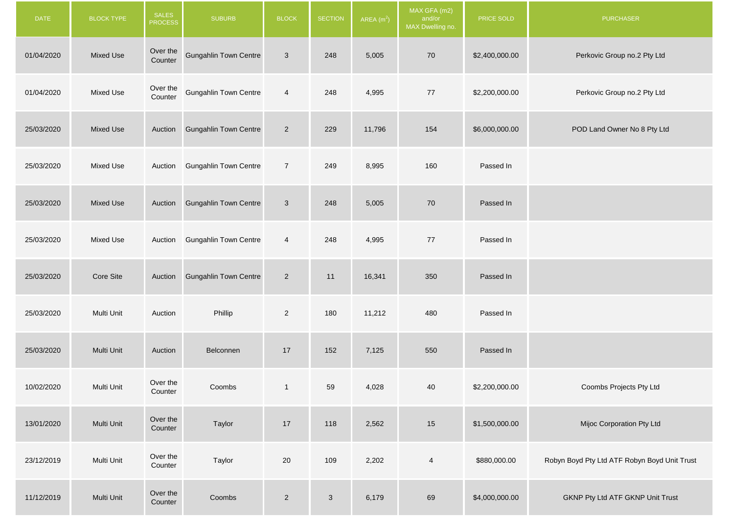| DATE | BLOCK TYPE | SALES PROCESS | SUBURB | BLOCK | SECTION | AREA ($m^2$) | MAX GFA (m2) and/or MAX Dwelling no. | PRICE SOLD | PURCHASER |
|---|---|---|---|---|---|---|---|---|---|
| 01/04/2020 | Mixed Use | Over the Counter | Gungahlin Town Centre | 3 | 248 | 5,005 | 70 | $2,400,000.00 | Perkovic Group no.2 Pty Ltd |
| 01/04/2020 | Mixed Use | Over the Counter | Gungahlin Town Centre | 4 | 248 | 4,995 | 77 | $2,200,000.00 | Perkovic Group no.2 Pty Ltd |
| 25/03/2020 | Mixed Use | Auction | Gungahlin Town Centre | 2 | 229 | 11,796 | 154 | $6,000,000.00 | POD Land Owner No 8 Pty Ltd |
| 25/03/2020 | Mixed Use | Auction | Gungahlin Town Centre | 7 | 249 | 8,995 | 160 | Passed In | |
| 25/03/2020 | Mixed Use | Auction | Gungahlin Town Centre | 3 | 248 | 5,005 | 70 | Passed In | |
| 25/03/2020 | Mixed Use | Auction | Gungahlin Town Centre | 4 | 248 | 4,995 | 77 | Passed In | |
| 25/03/2020 | Core Site | Auction | Gungahlin Town Centre | 2 | 11 | 16,341 | 350 | Passed In | |
| 25/03/2020 | Multi Unit | Auction | Phillip | 2 | 180 | 11,212 | 480 | Passed In | |
| 25/03/2020 | Multi Unit | Auction | Belconnen | 17 | 152 | 7,125 | 550 | Passed In | |
| 10/02/2020 | Multi Unit | Over the Counter | Coombs | 1 | 59 | 4,028 | 40 | $2,200,000.00 | Coombs Projects Pty Ltd |
| 13/01/2020 | Multi Unit | Over the Counter | Taylor | 17 | 118 | 2,562 | 15 | $1,500,000.00 | Mijoc Corporation Pty Ltd |
| 23/12/2019 | Multi Unit | Over the Counter | Taylor | 20 | 109 | 2,202 | 4 | $880,000.00 | Robyn Boyd Pty Ltd ATF Robyn Boyd Unit Trust |
| 11/12/2019 | Multi Unit | Over the Counter | Coombs | 2 | 3 | 6,179 | 69 | $4,000,000.00 | GKNP Pty Ltd ATF GKNP Unit Trust |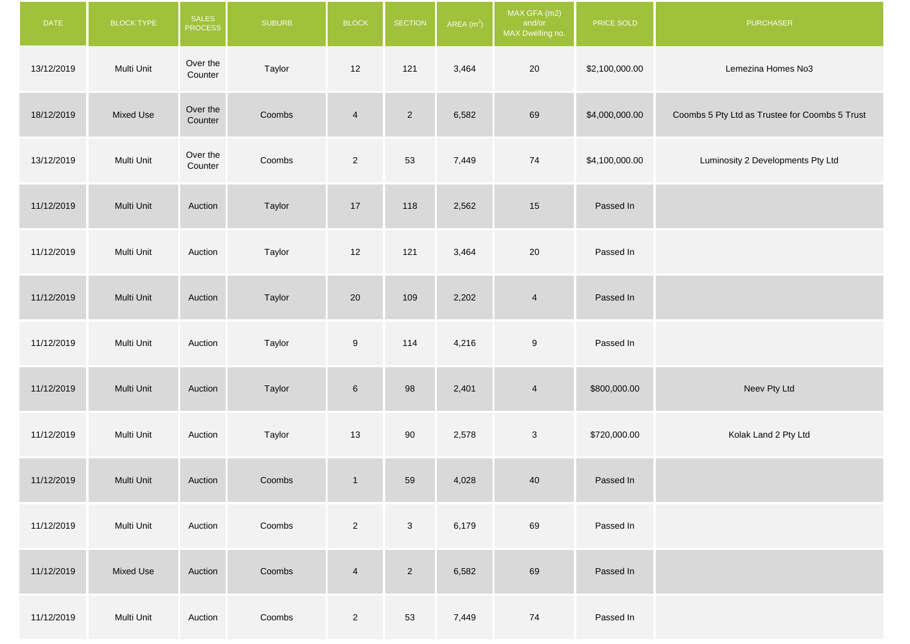| DATE | BLOCK TYPE | SALES PROCESS | SUBURB | BLOCK | SECTION | AREA ($m^2$) | MAX GFA (m2) and/or MAX Dwelling no. | PRICE SOLD | PURCHASER |
|---|---|---|---|---|---|---|---|---|---|
| 13/12/2019 | Multi Unit | Over the Counter | Taylor | 12 | 121 | 3,464 | 20 | $2,100,000.00 | Lemezina Homes No3 |
| 18/12/2019 | Mixed Use | Over the Counter | Coombs | 4 | 2 | 6,582 | 69 | $4,000,000.00 | Coombs 5 Pty Ltd as Trustee for Coombs 5 Trust |
| 13/12/2019 | Multi Unit | Over the Counter | Coombs | 2 | 53 | 7,449 | 74 | $4,100,000.00 | Luminosity 2 Developments Pty Ltd |
| 11/12/2019 | Multi Unit | Auction | Taylor | 17 | 118 | 2,562 | 15 | Passed In | |
| 11/12/2019 | Multi Unit | Auction | Taylor | 12 | 121 | 3,464 | 20 | Passed In | |
| 11/12/2019 | Multi Unit | Auction | Taylor | 20 | 109 | 2,202 | 4 | Passed In | |
| 11/12/2019 | Multi Unit | Auction | Taylor | 9 | 114 | 4,216 | 9 | Passed In | |
| 11/12/2019 | Multi Unit | Auction | Taylor | 6 | 98 | 2,401 | 4 | $800,000.00 | Neev Pty Ltd |
| 11/12/2019 | Multi Unit | Auction | Taylor | 13 | 90 | 2,578 | 3 | $720,000.00 | Kolak Land 2 Pty Ltd |
| 11/12/2019 | Multi Unit | Auction | Coombs | 1 | 59 | 4,028 | 40 | Passed In | |
| 11/12/2019 | Multi Unit | Auction | Coombs | 2 | 3 | 6,179 | 69 | Passed In | |
| 11/12/2019 | Mixed Use | Auction | Coombs | 4 | 2 | 6,582 | 69 | Passed In | |
| 11/12/2019 | Multi Unit | Auction | Coombs | 2 | 53 | 7,449 | 74 | Passed In | |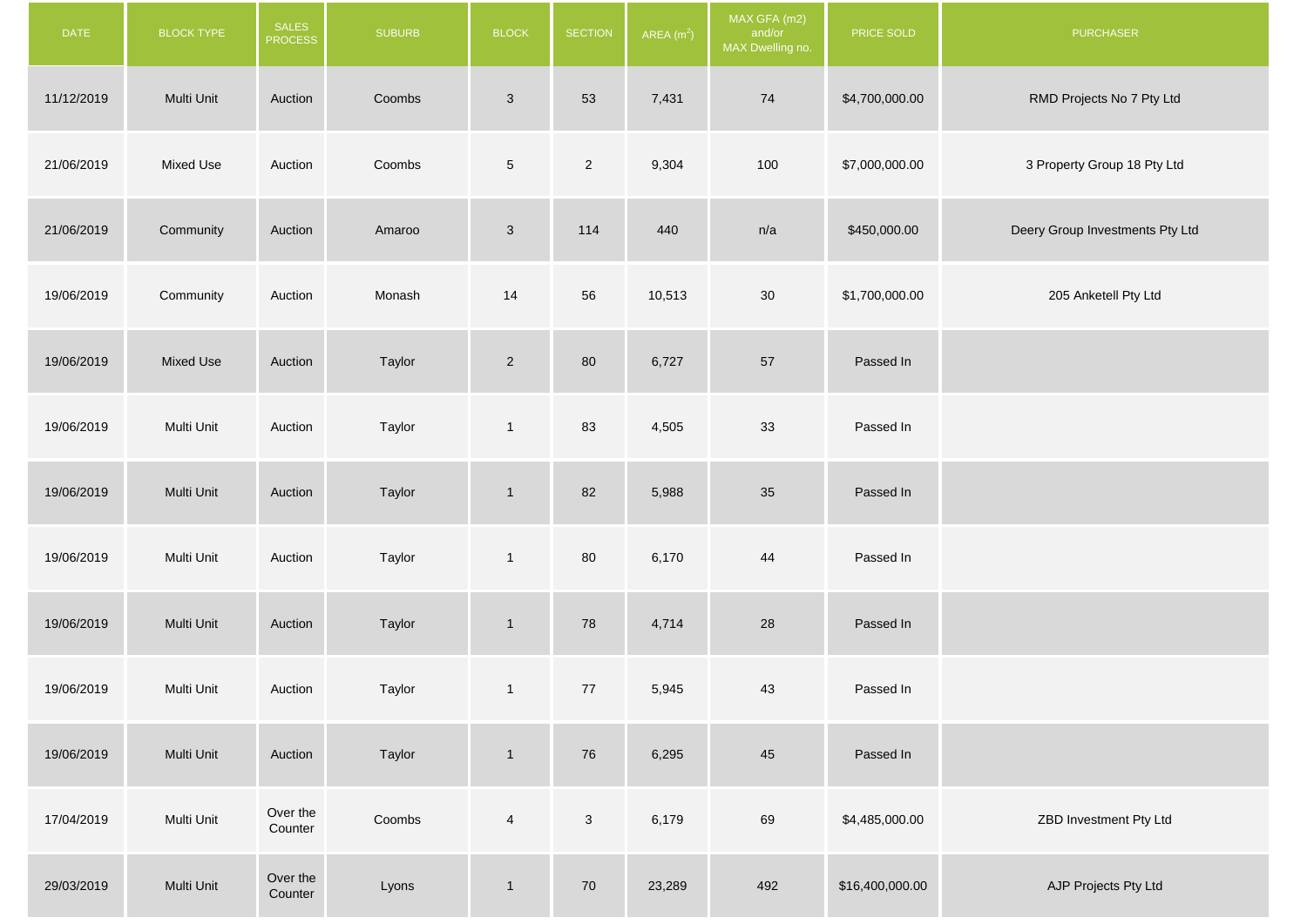| DATE | BLOCK TYPE | SALES PROCESS | SUBURB | BLOCK | SECTION | AREA ($m^2$) | MAX GFA (m2) and/or MAX Dwelling no. | PRICE SOLD | PURCHASER |
|---|---|---|---|---|---|---|---|---|---|
| 11/12/2019 | Multi Unit | Auction | Coombs | 3 | 53 | 7,431 | 74 | $4,700,000.00 | RMD Projects No 7 Pty Ltd |
| 21/06/2019 | Mixed Use | Auction | Coombs | 5 | 2 | 9,304 | 100 | $7,000,000.00 | 3 Property Group 18 Pty Ltd |
| 21/06/2019 | Community | Auction | Amaroo | 3 | 114 | 440 | n/a | $450,000.00 | Deery Group Investments Pty Ltd |
| 19/06/2019 | Community | Auction | Monash | 14 | 56 | 10,513 | 30 | $1,700,000.00 | 205 Anketell Pty Ltd |
| 19/06/2019 | Mixed Use | Auction | Taylor | 2 | 80 | 6,727 | 57 | Passed In | |
| 19/06/2019 | Multi Unit | Auction | Taylor | 1 | 83 | 4,505 | 33 | Passed In | |
| 19/06/2019 | Multi Unit | Auction | Taylor | 1 | 82 | 5,988 | 35 | Passed In | |
| 19/06/2019 | Multi Unit | Auction | Taylor | 1 | 80 | 6,170 | 44 | Passed In | |
| 19/06/2019 | Multi Unit | Auction | Taylor | 1 | 78 | 4,714 | 28 | Passed In | |
| 19/06/2019 | Multi Unit | Auction | Taylor | 1 | 77 | 5,945 | 43 | Passed In | |
| 19/06/2019 | Multi Unit | Auction | Taylor | 1 | 76 | 6,295 | 45 | Passed In | |
| 17/04/2019 | Multi Unit | Over the Counter | Coombs | 4 | 3 | 6,179 | 69 | $4,485,000.00 | ZBD Investment Pty Ltd |
| 29/03/2019 | Multi Unit | Over the Counter | Lyons | 1 | 70 | 23,289 | 492 | $16,400,000.00 | AJP Projects Pty Ltd |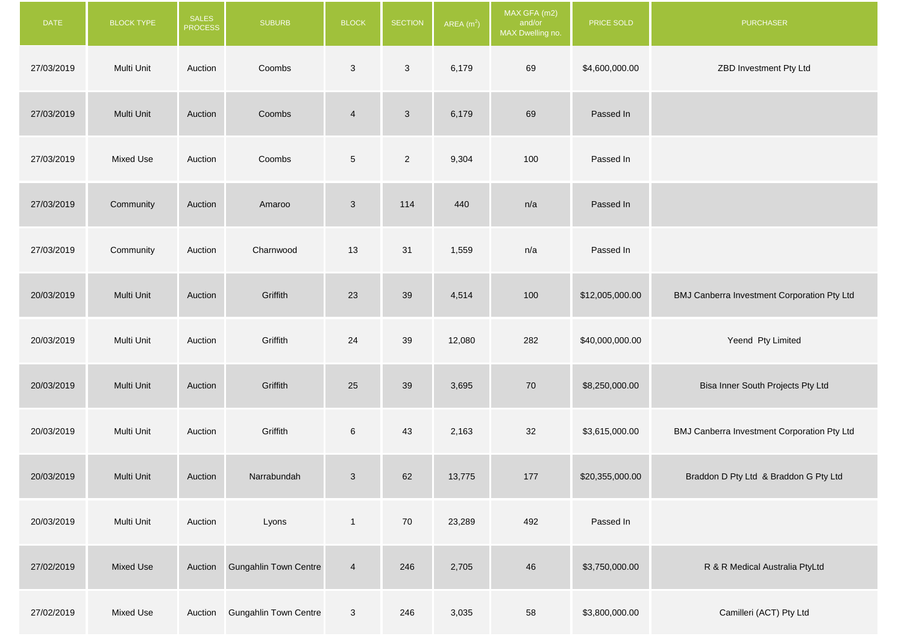| DATE | BLOCK TYPE | SALES PROCESS | SUBURB | BLOCK | SECTION | AREA ($m^2$) | MAX GFA (m2) and/or MAX Dwelling no. | PRICE SOLD | PURCHASER |
|---|---|---|---|---|---|---|---|---|---|
| 27/03/2019 | Multi Unit | Auction | Coombs | 3 | 3 | 6,179 | 69 | $4,600,000.00 | ZBD Investment Pty Ltd |
| 27/03/2019 | Multi Unit | Auction | Coombs | 4 | 3 | 6,179 | 69 | Passed In | |
| 27/03/2019 | Mixed Use | Auction | Coombs | 5 | 2 | 9,304 | 100 | Passed In | |
| 27/03/2019 | Community | Auction | Amaroo | 3 | 114 | 440 | n/a | Passed In | |
| 27/03/2019 | Community | Auction | Charnwood | 13 | 31 | 1,559 | n/a | Passed In | |
| 20/03/2019 | Multi Unit | Auction | Griffith | 23 | 39 | 4,514 | 100 | $12,005,000.00 | BMJ Canberra Investment Corporation Pty Ltd |
| 20/03/2019 | Multi Unit | Auction | Griffith | 24 | 39 | 12,080 | 282 | $40,000,000.00 | Yeend Pty Limited |
| 20/03/2019 | Multi Unit | Auction | Griffith | 25 | 39 | 3,695 | 70 | $8,250,000.00 | Bisa Inner South Projects Pty Ltd |
| 20/03/2019 | Multi Unit | Auction | Griffith | 6 | 43 | 2,163 | 32 | $3,615,000.00 | BMJ Canberra Investment Corporation Pty Ltd |
| 20/03/2019 | Multi Unit | Auction | Narrabundah | 3 | 62 | 13,775 | 177 | $20,355,000.00 | Braddon D Pty Ltd & Braddon G Pty Ltd |
| 20/03/2019 | Multi Unit | Auction | Lyons | 1 | 70 | 23,289 | 492 | Passed In | |
| 27/02/2019 | Mixed Use | Auction | Gungahlin Town Centre | 4 | 246 | 2,705 | 46 | $3,750,000.00 | R & R Medical Australia PtyLtd |
| 27/02/2019 | Mixed Use | Auction | Gungahlin Town Centre | 3 | 246 | 3,035 | 58 | $3,800,000.00 | Camilleri (ACT) Pty Ltd |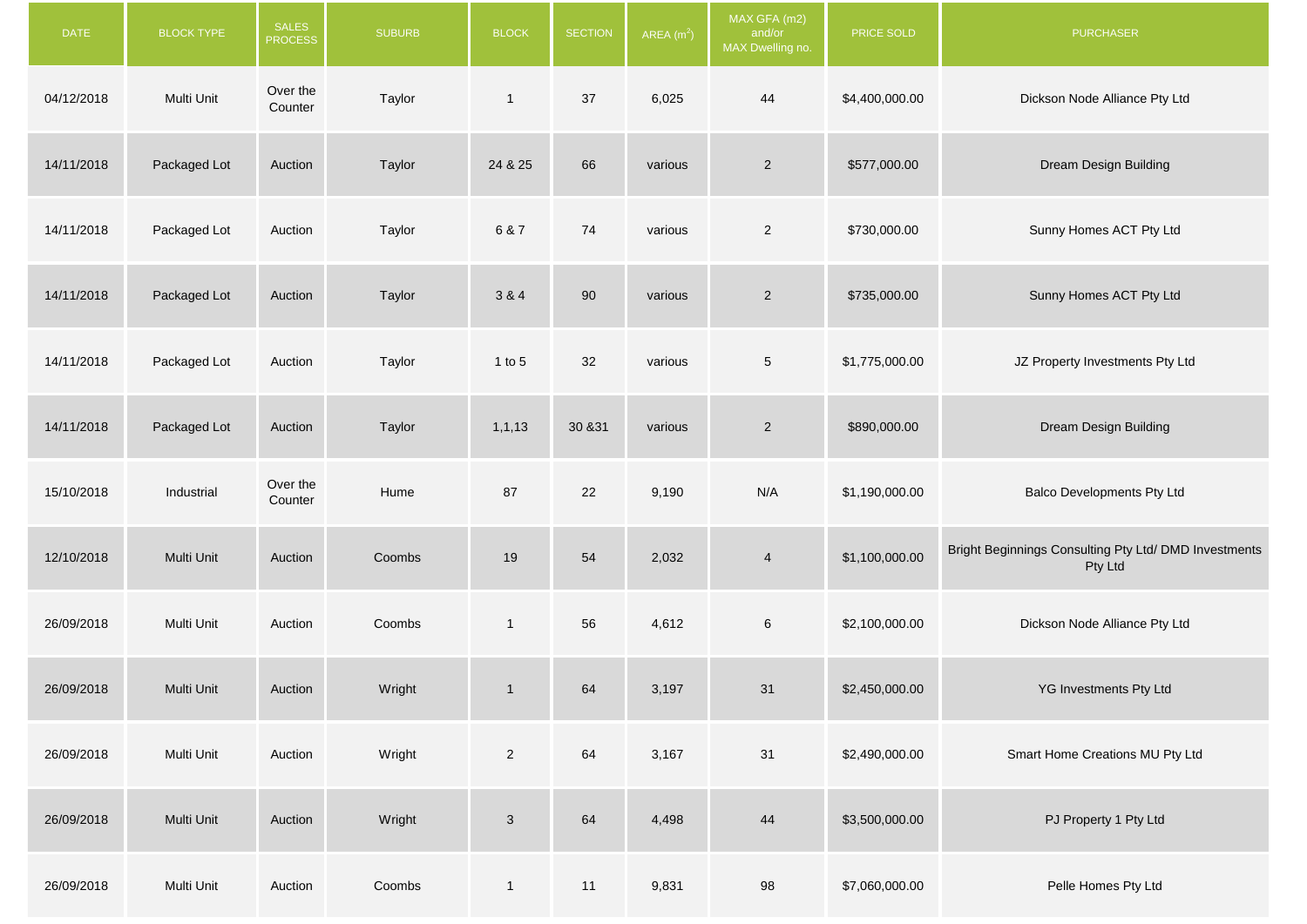| DATE | BLOCK TYPE | SALES PROCESS | SUBURB | BLOCK | SECTION | AREA ($m^2$) | MAX GFA (m2) and/or MAX Dwelling no. | PRICE SOLD | PURCHASER |
|---|---|---|---|---|---|---|---|---|---|
| 04/12/2018 | Multi Unit | Over the Counter | Taylor | 1 | 37 | 6,025 | 44 | $4,400,000.00 | Dickson Node Alliance Pty Ltd |
| 14/11/2018 | Packaged Lot | Auction | Taylor | 24 & 25 | 66 | various | 2 | $577,000.00 | Dream Design Building |
| 14/11/2018 | Packaged Lot | Auction | Taylor | 6 & 7 | 74 | various | 2 | $730,000.00 | Sunny Homes ACT Pty Ltd |
| 14/11/2018 | Packaged Lot | Auction | Taylor | 3 & 4 | 90 | various | 2 | $735,000.00 | Sunny Homes ACT Pty Ltd |
| 14/11/2018 | Packaged Lot | Auction | Taylor | 1 to 5 | 32 | various | 5 | $1,775,000.00 | JZ Property Investments Pty Ltd |
| 14/11/2018 | Packaged Lot | Auction | Taylor | 1,1,13 | 30 &31 | various | 2 | $890,000.00 | Dream Design Building |
| 15/10/2018 | Industrial | Over the Counter | Hume | 87 | 22 | 9,190 | N/A | $1,190,000.00 | Balco Developments Pty Ltd |
| 12/10/2018 | Multi Unit | Auction | Coombs | 19 | 54 | 2,032 | 4 | $1,100,000.00 | Bright Beginnings Consulting Pty Ltd/ DMD Investments Pty Ltd |
| 26/09/2018 | Multi Unit | Auction | Coombs | 1 | 56 | 4,612 | 6 | $2,100,000.00 | Dickson Node Alliance Pty Ltd |
| 26/09/2018 | Multi Unit | Auction | Wright | 1 | 64 | 3,197 | 31 | $2,450,000.00 | YG Investments Pty Ltd |
| 26/09/2018 | Multi Unit | Auction | Wright | 2 | 64 | 3,167 | 31 | $2,490,000.00 | Smart Home Creations MU Pty Ltd |
| 26/09/2018 | Multi Unit | Auction | Wright | 3 | 64 | 4,498 | 44 | $3,500,000.00 | PJ Property 1 Pty Ltd |
| 26/09/2018 | Multi Unit | Auction | Coombs | 1 | 11 | 9,831 | 98 | $7,060,000.00 | Pelle Homes Pty Ltd |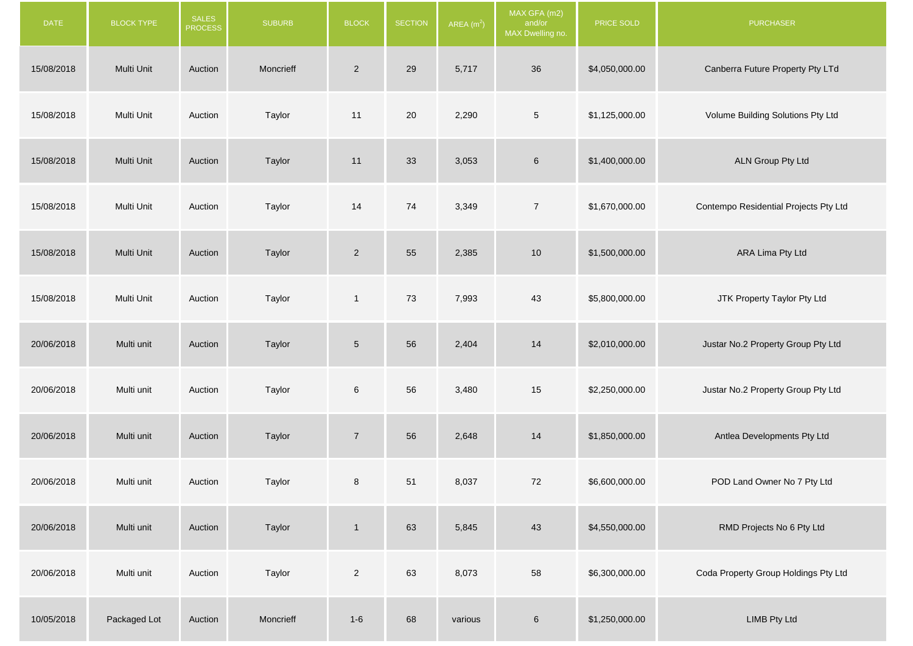| DATE | BLOCK TYPE | SALES PROCESS | SUBURB | BLOCK | SECTION | AREA ($m^2$) | MAX GFA (m2) and/or MAX Dwelling no. | PRICE SOLD | PURCHASER |
|---|---|---|---|---|---|---|---|---|---|
| 15/08/2018 | Multi Unit | Auction | Moncrieff | 2 | 29 | 5,717 | 36 | $4,050,000.00 | Canberra Future Property Pty LTd |
| 15/08/2018 | Multi Unit | Auction | Taylor | 11 | 20 | 2,290 | 5 | $1,125,000.00 | Volume Building Solutions Pty Ltd |
| 15/08/2018 | Multi Unit | Auction | Taylor | 11 | 33 | 3,053 | 6 | $1,400,000.00 | ALN Group Pty Ltd |
| 15/08/2018 | Multi Unit | Auction | Taylor | 14 | 74 | 3,349 | 7 | $1,670,000.00 | Contempo Residential Projects Pty Ltd |
| 15/08/2018 | Multi Unit | Auction | Taylor | 2 | 55 | 2,385 | 10 | $1,500,000.00 | ARA Lima Pty Ltd |
| 15/08/2018 | Multi Unit | Auction | Taylor | 1 | 73 | 7,993 | 43 | $5,800,000.00 | JTK Property Taylor Pty Ltd |
| 20/06/2018 | Multi unit | Auction | Taylor | 5 | 56 | 2,404 | 14 | $2,010,000.00 | Justar No.2 Property Group Pty Ltd |
| 20/06/2018 | Multi unit | Auction | Taylor | 6 | 56 | 3,480 | 15 | $2,250,000.00 | Justar No.2 Property Group Pty Ltd |
| 20/06/2018 | Multi unit | Auction | Taylor | 7 | 56 | 2,648 | 14 | $1,850,000.00 | Antlea Developments Pty Ltd |
| 20/06/2018 | Multi unit | Auction | Taylor | 8 | 51 | 8,037 | 72 | $6,600,000.00 | POD Land Owner No 7 Pty Ltd |
| 20/06/2018 | Multi unit | Auction | Taylor | 1 | 63 | 5,845 | 43 | $4,550,000.00 | RMD Projects No 6 Pty Ltd |
| 20/06/2018 | Multi unit | Auction | Taylor | 2 | 63 | 8,073 | 58 | $6,300,000.00 | Coda Property Group Holdings Pty Ltd |
| 10/05/2018 | Packaged Lot | Auction | Moncrieff | 1-6 | 68 | various | 6 | $1,250,000.00 | LIMB Pty Ltd |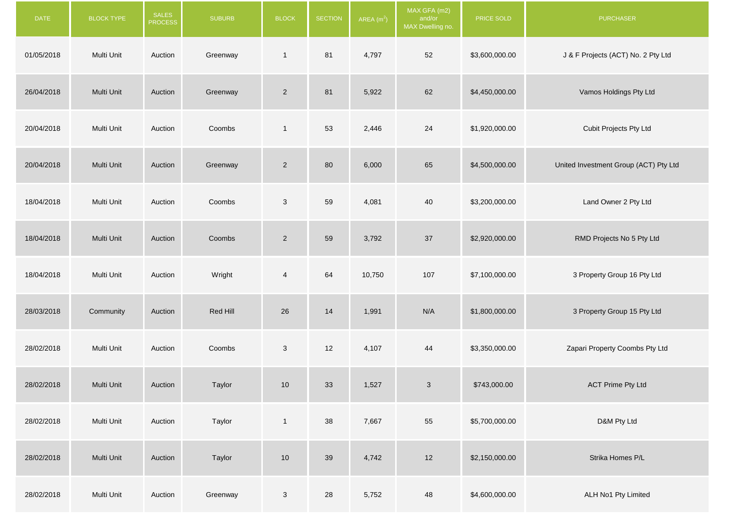| DATE | BLOCK TYPE | SALES PROCESS | SUBURB | BLOCK | SECTION | AREA ($m^2$) | MAX GFA (m2) and/or MAX Dwelling no. | PRICE SOLD | PURCHASER |
|---|---|---|---|---|---|---|---|---|---|
| 01/05/2018 | Multi Unit | Auction | Greenway | 1 | 81 | 4,797 | 52 | $3,600,000.00 | J & F Projects (ACT) No. 2 Pty Ltd |
| 26/04/2018 | Multi Unit | Auction | Greenway | 2 | 81 | 5,922 | 62 | $4,450,000.00 | Vamos Holdings Pty Ltd |
| 20/04/2018 | Multi Unit | Auction | Coombs | 1 | 53 | 2,446 | 24 | $1,920,000.00 | Cubit Projects Pty Ltd |
| 20/04/2018 | Multi Unit | Auction | Greenway | 2 | 80 | 6,000 | 65 | $4,500,000.00 | United Investment Group (ACT) Pty Ltd |
| 18/04/2018 | Multi Unit | Auction | Coombs | 3 | 59 | 4,081 | 40 | $3,200,000.00 | Land Owner 2 Pty Ltd |
| 18/04/2018 | Multi Unit | Auction | Coombs | 2 | 59 | 3,792 | 37 | $2,920,000.00 | RMD Projects No 5 Pty Ltd |
| 18/04/2018 | Multi Unit | Auction | Wright | 4 | 64 | 10,750 | 107 | $7,100,000.00 | 3 Property Group 16 Pty Ltd |
| 28/03/2018 | Community | Auction | Red Hill | 26 | 14 | 1,991 | N/A | $1,800,000.00 | 3 Property Group 15 Pty Ltd |
| 28/02/2018 | Multi Unit | Auction | Coombs | 3 | 12 | 4,107 | 44 | $3,350,000.00 | Zapari Property Coombs Pty Ltd |
| 28/02/2018 | Multi Unit | Auction | Taylor | 10 | 33 | 1,527 | 3 | $743,000.00 | ACT Prime Pty Ltd |
| 28/02/2018 | Multi Unit | Auction | Taylor | 1 | 38 | 7,667 | 55 | $5,700,000.00 | D&M Pty Ltd |
| 28/02/2018 | Multi Unit | Auction | Taylor | 10 | 39 | 4,742 | 12 | $2,150,000.00 | Strika Homes P/L |
| 28/02/2018 | Multi Unit | Auction | Greenway | 3 | 28 | 5,752 | 48 | $4,600,000.00 | ALH No1 Pty Limited |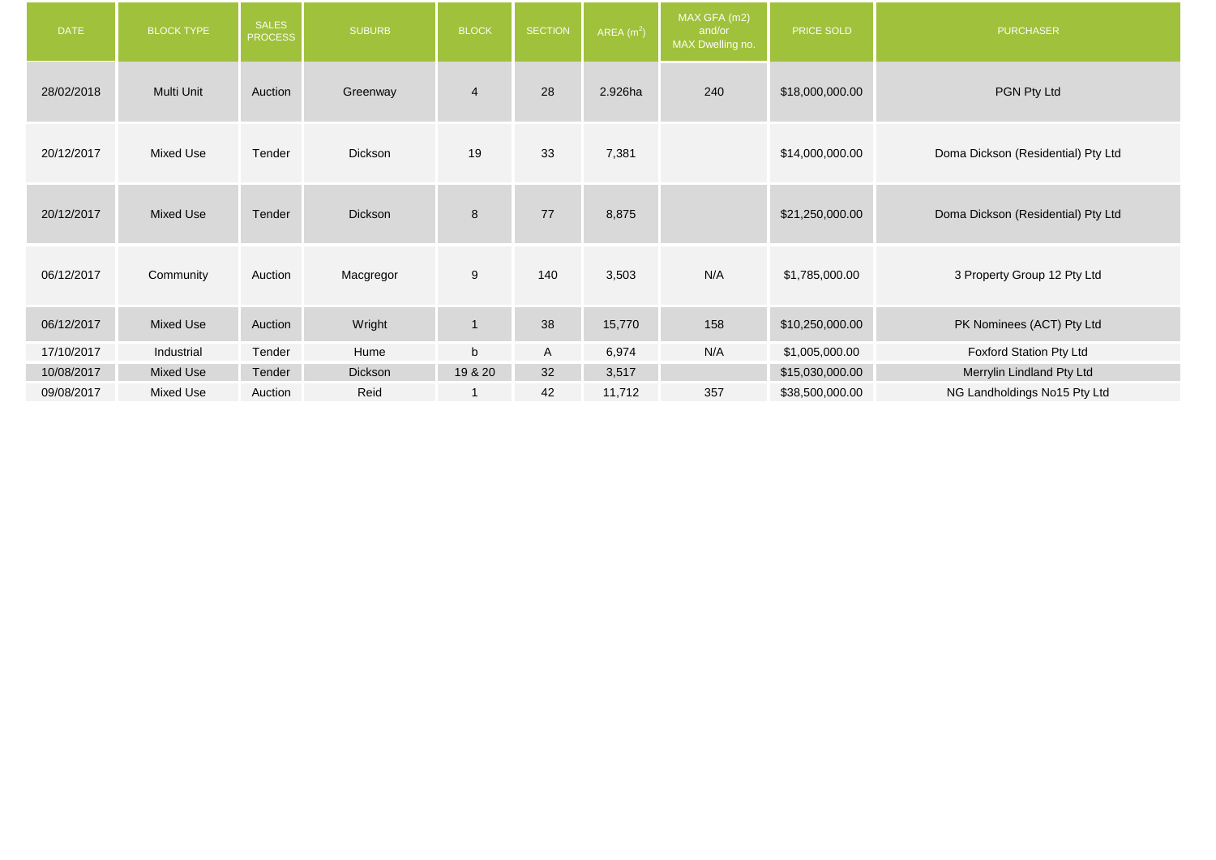| DATE | BLOCK TYPE | SALES PROCESS | SUBURB | BLOCK | SECTION | AREA ($m^2$) | MAX GFA (m2) and/or MAX Dwelling no. | PRICE SOLD | PURCHASER |
|---|---|---|---|---|---|---|---|---|---|
| 28/02/2018 | Multi Unit | Auction | Greenway | 4 | 28 | 2.926ha | 240 | $18,000,000.00 | PGN Pty Ltd |
| 20/12/2017 | Mixed Use | Tender | Dickson | 19 | 33 | 7,381 | | $14,000,000.00 | Doma Dickson (Residential) Pty Ltd |
| 20/12/2017 | Mixed Use | Tender | Dickson | 8 | 77 | 8,875 | | $21,250,000.00 | Doma Dickson (Residential) Pty Ltd |
| 06/12/2017 | Community | Auction | Macgregor | 9 | 140 | 3,503 | N/A | $1,785,000.00 | 3 Property Group 12 Pty Ltd |
| 06/12/2017 | Mixed Use | Auction | Wright | 1 | 38 | 15,770 | 158 | $10,250,000.00 | PK Nominees (ACT) Pty Ltd |
| 17/10/2017 | Industrial | Tender | Hume | b | A | 6,974 | N/A | $1,005,000.00 | Foxford Station Pty Ltd |
| 10/08/2017 | Mixed Use | Tender | Dickson | 19 & 20 | 32 | 3,517 | | $15,030,000.00 | Merrylin Lindland Pty Ltd |
| 09/08/2017 | Mixed Use | Auction | Reid | 1 | 42 | 11,712 | 357 | $38,500,000.00 | NG Landholdings No15 Pty Ltd |